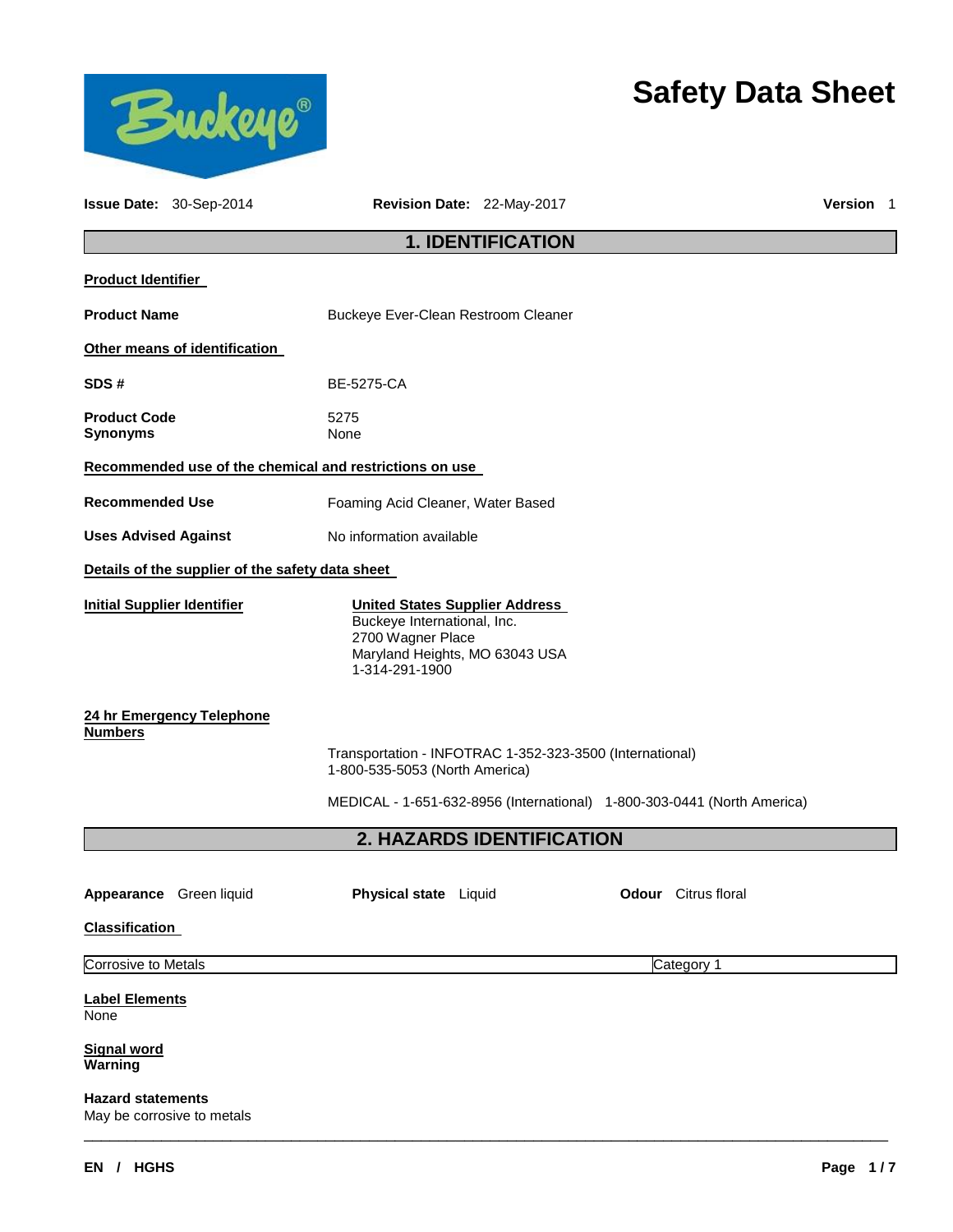# Safety Data Sheet

**Issue Date:** 30-Sep-2014 **Revision Date:** 22-May-2017 **Version** 1

## 1. IDENTIFICATION

**Product Identifier**

**Product Name** Buckeye Ever-Clean Restroom Cleaner

**Other means of identification**

**SDS #** BE-5275-CA

**Product Code** 5275
**Synonyms** None

**Recommended use of the chemical and restrictions on use**

**Recommended Use** Foaming Acid Cleaner, Water Based

**Uses Advised Against** No information available

**Details of the supplier of the safety data sheet**

**Initial Supplier Identifier**

**United States Supplier Address**
Buckeye International, Inc.
2700 Wagner Place
Maryland Heights, MO 63043 USA
1-314-291-1900

**24 hr Emergency Telephone Numbers**

Transportation - INFOTRAC 1-352-323-3500 (International)
1-800-535-5053 (North America)

MEDICAL - 1-651-632-8956 (International) 1-800-303-0441 (North America)

## 2. HAZARDS IDENTIFICATION

**Appearance** Green liquid **Physical state** Liquid **Odour** Citrus floral

**Classification**

| Corrosive to Metals | Category 1 |
|---|---|

**Label Elements**
None

**Signal word**
**Warning**

**Hazard statements**
May be corrosive to metals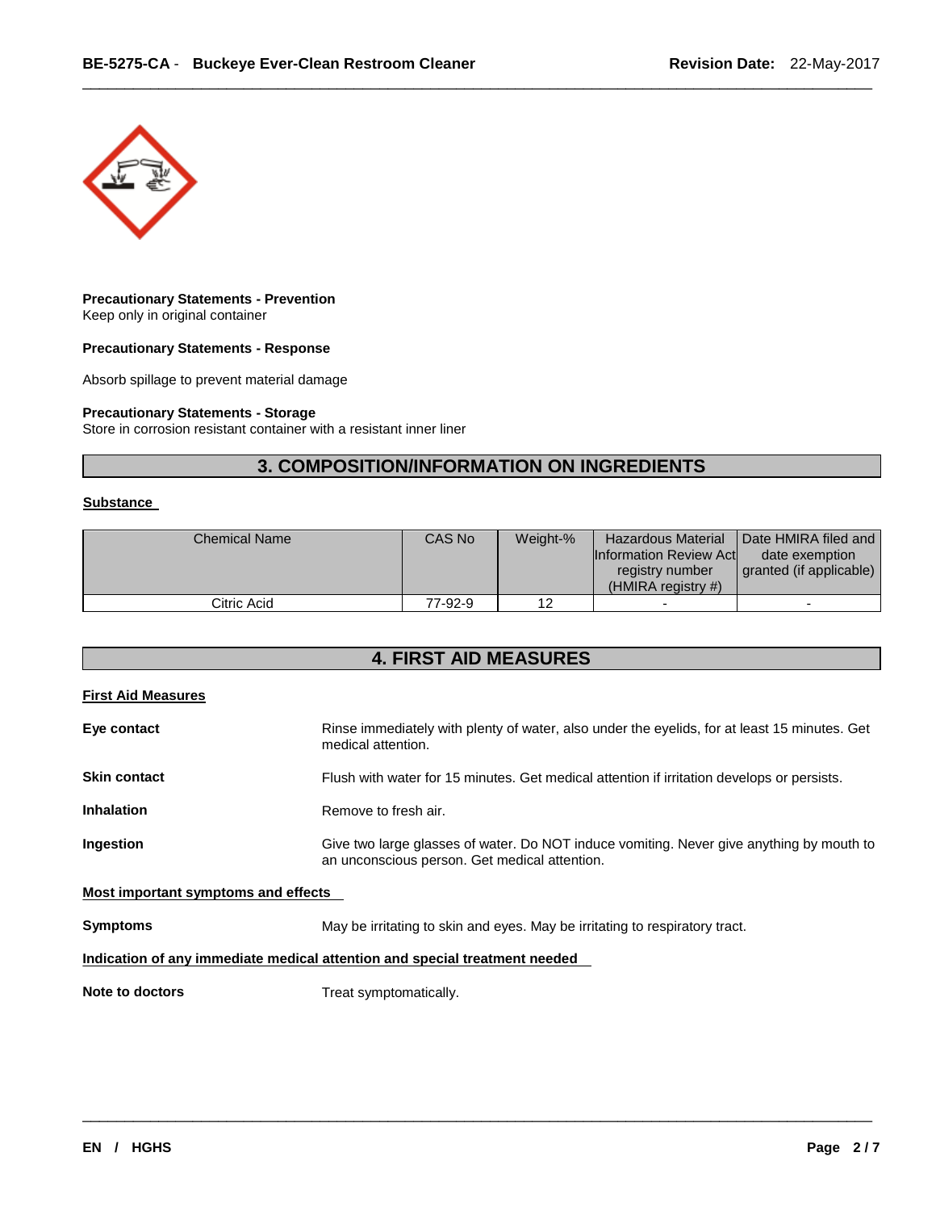**Precautionary Statements - Prevention**
Keep only in original container

**Precautionary Statements - Response**

Absorb spillage to prevent material damage

**Precautionary Statements - Storage**
Store in corrosion resistant container with a resistant inner liner

## 3. COMPOSITION/INFORMATION ON INGREDIENTS

**Substance**

| Chemical Name | CAS No | Weight-% | Hazardous Material Information Review Act registry number (HMIRA registry #) | Date HMIRA filed and date exemption granted (if applicable) |
|---|---|---|---|---|
| Citric Acid | 77-92-9 | 12 | - | - |

## 4. FIRST AID MEASURES

**First Aid Measures**

**Eye contact** — Rinse immediately with plenty of water, also under the eyelids, for at least 15 minutes. Get medical attention.

**Skin contact** — Flush with water for 15 minutes. Get medical attention if irritation develops or persists.

**Inhalation** — Remove to fresh air.

**Ingestion** — Give two large glasses of water. Do NOT induce vomiting. Never give anything by mouth to an unconscious person. Get medical attention.

**Most important symptoms and effects**

**Symptoms** — May be irritating to skin and eyes. May be irritating to respiratory tract.

**Indication of any immediate medical attention and special treatment needed**

**Note to doctors** — Treat symptomatically.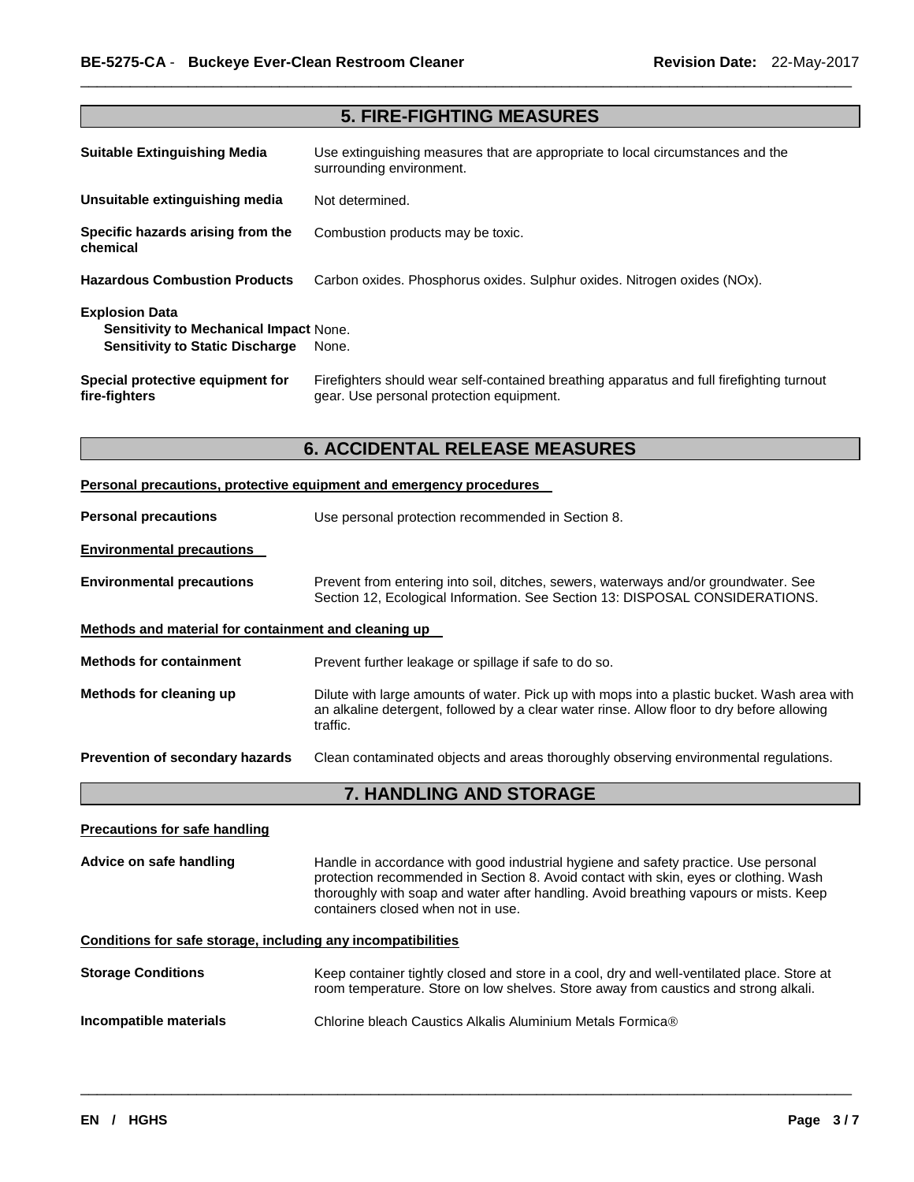## 5. FIRE-FIGHTING MEASURES

**Suitable Extinguishing Media** Use extinguishing measures that are appropriate to local circumstances and the surrounding environment.

**Unsuitable extinguishing media** Not determined.

**Specific hazards arising from the chemical** Combustion products may be toxic.

**Hazardous Combustion Products** Carbon oxides. Phosphorus oxides. Sulphur oxides. Nitrogen oxides (NOx).

**Explosion Data**
**Sensitivity to Mechanical Impact** None.
**Sensitivity to Static Discharge** None.

**Special protective equipment for fire-fighters** Firefighters should wear self-contained breathing apparatus and full firefighting turnout gear. Use personal protection equipment.

## 6. ACCIDENTAL RELEASE MEASURES

**Personal precautions, protective equipment and emergency procedures**

**Personal precautions** Use personal protection recommended in Section 8.

**Environmental precautions**

**Environmental precautions** Prevent from entering into soil, ditches, sewers, waterways and/or groundwater. See Section 12, Ecological Information. See Section 13: DISPOSAL CONSIDERATIONS.

**Methods and material for containment and cleaning up**

**Methods for containment** Prevent further leakage or spillage if safe to do so.

**Methods for cleaning up** Dilute with large amounts of water. Pick up with mops into a plastic bucket. Wash area with an alkaline detergent, followed by a clear water rinse. Allow floor to dry before allowing traffic.

**Prevention of secondary hazards** Clean contaminated objects and areas thoroughly observing environmental regulations.

## 7. HANDLING AND STORAGE

**Precautions for safe handling**

**Advice on safe handling** Handle in accordance with good industrial hygiene and safety practice. Use personal protection recommended in Section 8. Avoid contact with skin, eyes or clothing. Wash thoroughly with soap and water after handling. Avoid breathing vapours or mists. Keep containers closed when not in use.

**Conditions for safe storage, including any incompatibilities**

**Storage Conditions** Keep container tightly closed and store in a cool, dry and well-ventilated place. Store at room temperature. Store on low shelves. Store away from caustics and strong alkali.

**Incompatible materials** Chlorine bleach Caustics Alkalis Aluminium Metals Formica®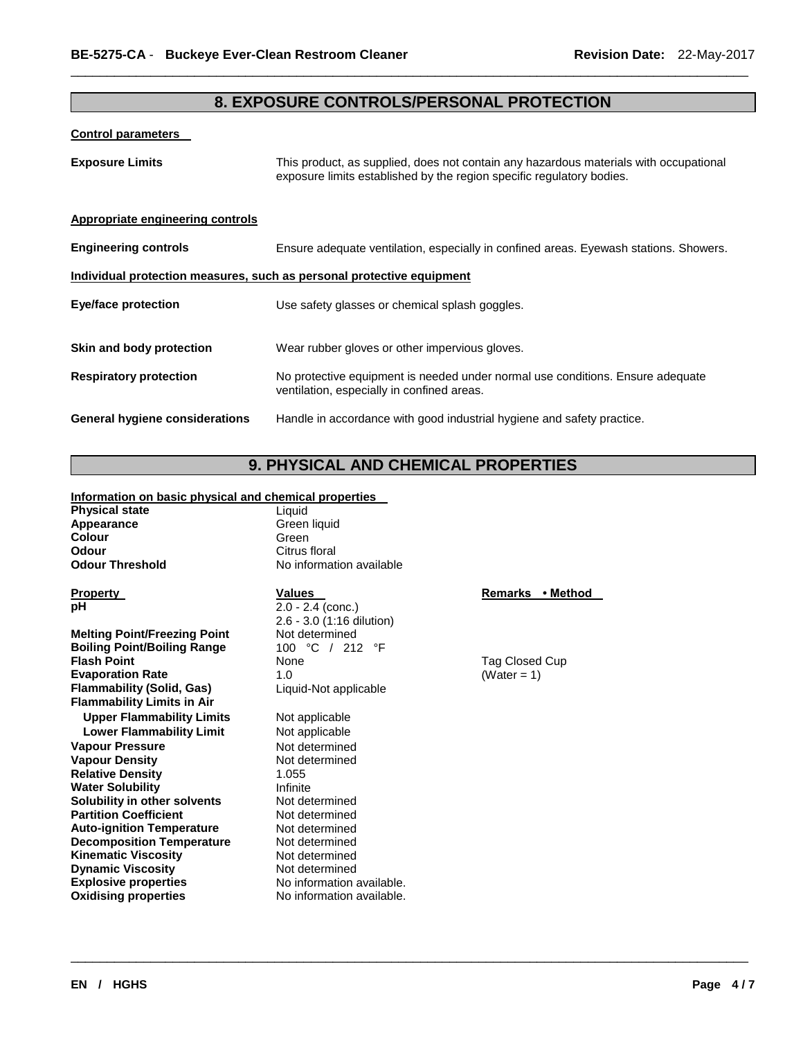## 8. EXPOSURE CONTROLS/PERSONAL PROTECTION

**Control parameters**

**Exposure Limits** This product, as supplied, does not contain any hazardous materials with occupational exposure limits established by the region specific regulatory bodies.

**Appropriate engineering controls**

**Engineering controls** Ensure adequate ventilation, especially in confined areas. Eyewash stations. Showers.

**Individual protection measures, such as personal protective equipment**

**Eye/face protection** Use safety glasses or chemical splash goggles.

**Skin and body protection** Wear rubber gloves or other impervious gloves.

**Respiratory protection** No protective equipment is needed under normal use conditions. Ensure adequate ventilation, especially in confined areas.

**General hygiene considerations** Handle in accordance with good industrial hygiene and safety practice.

## 9. PHYSICAL AND CHEMICAL PROPERTIES

**Information on basic physical and chemical properties**

| | |
|---|---|
| **Physical state** | Liquid |
| **Appearance** | Green liquid |
| **Colour** | Green |
| **Odour** | Citrus floral |
| **Odour Threshold** | No information available |

| **Property** | **Values** | **Remarks • Method** |
|---|---|---|
| **pH** | 2.0 - 2.4 (conc.)<br>2.6 - 3.0 (1:16 dilution) | |
| **Melting Point/Freezing Point** | Not determined | |
| **Boiling Point/Boiling Range** | 100 °C / 212 °F | |
| **Flash Point** | None | Tag Closed Cup |
| **Evaporation Rate** | 1.0 | (Water = 1) |
| **Flammability (Solid, Gas)** | Liquid-Not applicable | |
| **Flammability Limits in Air** | | |
| **Upper Flammability Limits** | Not applicable | |
| **Lower Flammability Limit** | Not applicable | |
| **Vapour Pressure** | Not determined | |
| **Vapour Density** | Not determined | |
| **Relative Density** | 1.055 | |
| **Water Solubility** | Infinite | |
| **Solubility in other solvents** | Not determined | |
| **Partition Coefficient** | Not determined | |
| **Auto-ignition Temperature** | Not determined | |
| **Decomposition Temperature** | Not determined | |
| **Kinematic Viscosity** | Not determined | |
| **Dynamic Viscosity** | Not determined | |
| **Explosive properties** | No information available. | |
| **Oxidising properties** | No information available. | |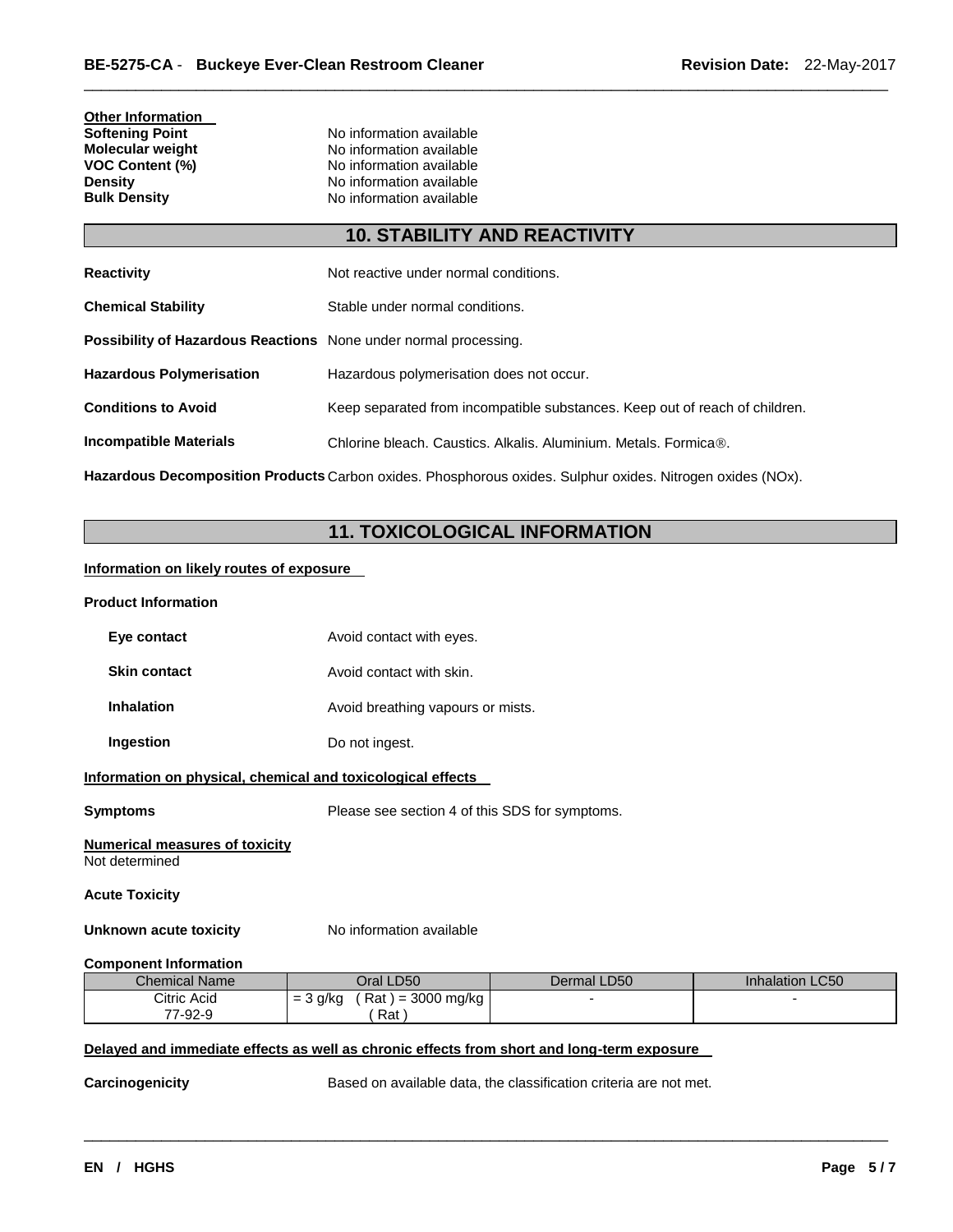**Other Information**

**Softening Point** No information available
**Molecular weight** No information available
**VOC Content (%)** No information available
**Density** No information available
**Bulk Density** No information available

## 10. STABILITY AND REACTIVITY

**Reactivity** Not reactive under normal conditions.

**Chemical Stability** Stable under normal conditions.

**Possibility of Hazardous Reactions** None under normal processing.

**Hazardous Polymerisation** Hazardous polymerisation does not occur.

**Conditions to Avoid** Keep separated from incompatible substances. Keep out of reach of children.

**Incompatible Materials** Chlorine bleach. Caustics. Alkalis. Aluminium. Metals. Formica®.

**Hazardous Decomposition Products** Carbon oxides. Phosphorous oxides. Sulphur oxides. Nitrogen oxides (NOx).

## 11. TOXICOLOGICAL INFORMATION

**Information on likely routes of exposure**

**Product Information**

**Eye contact** Avoid contact with eyes.

**Skin contact** Avoid contact with skin.

**Inhalation** Avoid breathing vapours or mists.

**Ingestion** Do not ingest.

**Information on physical, chemical and toxicological effects**

**Symptoms** Please see section 4 of this SDS for symptoms.

**Numerical measures of toxicity**
Not determined

**Acute Toxicity**

**Unknown acute toxicity** No information available

**Component Information**

| Chemical Name | Oral LD50 | Dermal LD50 | Inhalation LC50 |
|---|---|---|---|
| Citric Acid 77-92-9 | = 3 g/kg ( Rat ) = 3000 mg/kg ( Rat ) | - | - |

**Delayed and immediate effects as well as chronic effects from short and long-term exposure**

**Carcinogenicity** Based on available data, the classification criteria are not met.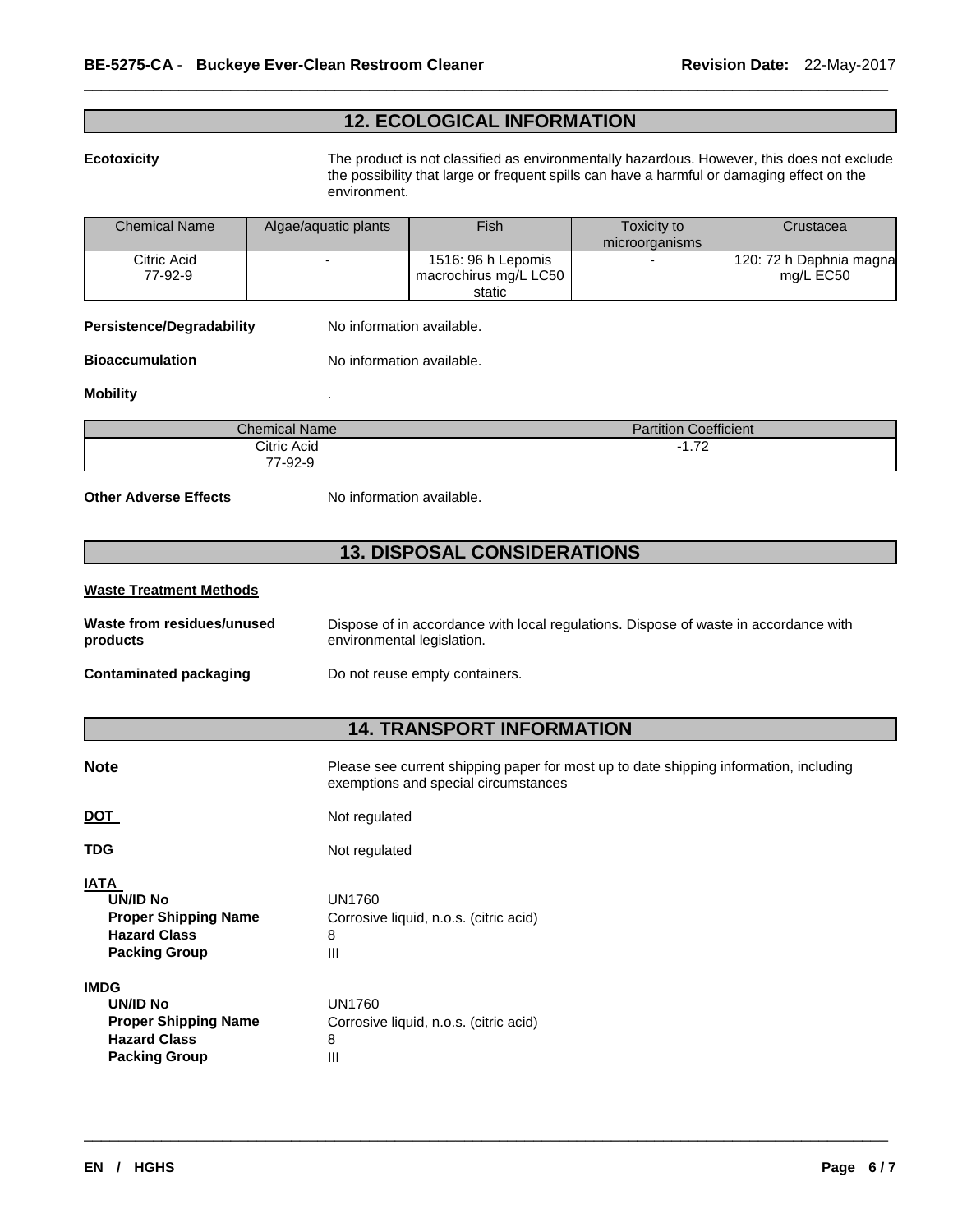## 12. ECOLOGICAL INFORMATION

**Ecotoxicity** The product is not classified as environmentally hazardous. However, this does not exclude the possibility that large or frequent spills can have a harmful or damaging effect on the environment.

| Chemical Name | Algae/aquatic plants | Fish | Toxicity to microorganisms | Crustacea |
|---|---|---|---|---|
| Citric Acid 77-92-9 | - | 1516: 96 h Lepomis macrochirus mg/L LC50 static | - | 120: 72 h Daphnia magna mg/L EC50 |

**Persistence/Degradability** No information available.

**Bioaccumulation** No information available.

**Mobility** .

| Chemical Name | Partition Coefficient |
|---|---|
| Citric Acid 77-92-9 | -1.72 |

**Other Adverse Effects** No information available.

## 13. DISPOSAL CONSIDERATIONS

**Waste Treatment Methods**

**Waste from residues/unused products** Dispose of in accordance with local regulations. Dispose of waste in accordance with environmental legislation.

**Contaminated packaging** Do not reuse empty containers.

## 14. TRANSPORT INFORMATION

**Note** Please see current shipping paper for most up to date shipping information, including exemptions and special circumstances

**DOT** Not regulated

**TDG** Not regulated

**IATA**

- **UN/ID No** UN1760
- **Proper Shipping Name** Corrosive liquid, n.o.s. (citric acid)
- **Hazard Class** 8
- **Packing Group** III

**IMDG**

- **UN/ID No** UN1760
- **Proper Shipping Name** Corrosive liquid, n.o.s. (citric acid)
- **Hazard Class** 8
- **Packing Group** III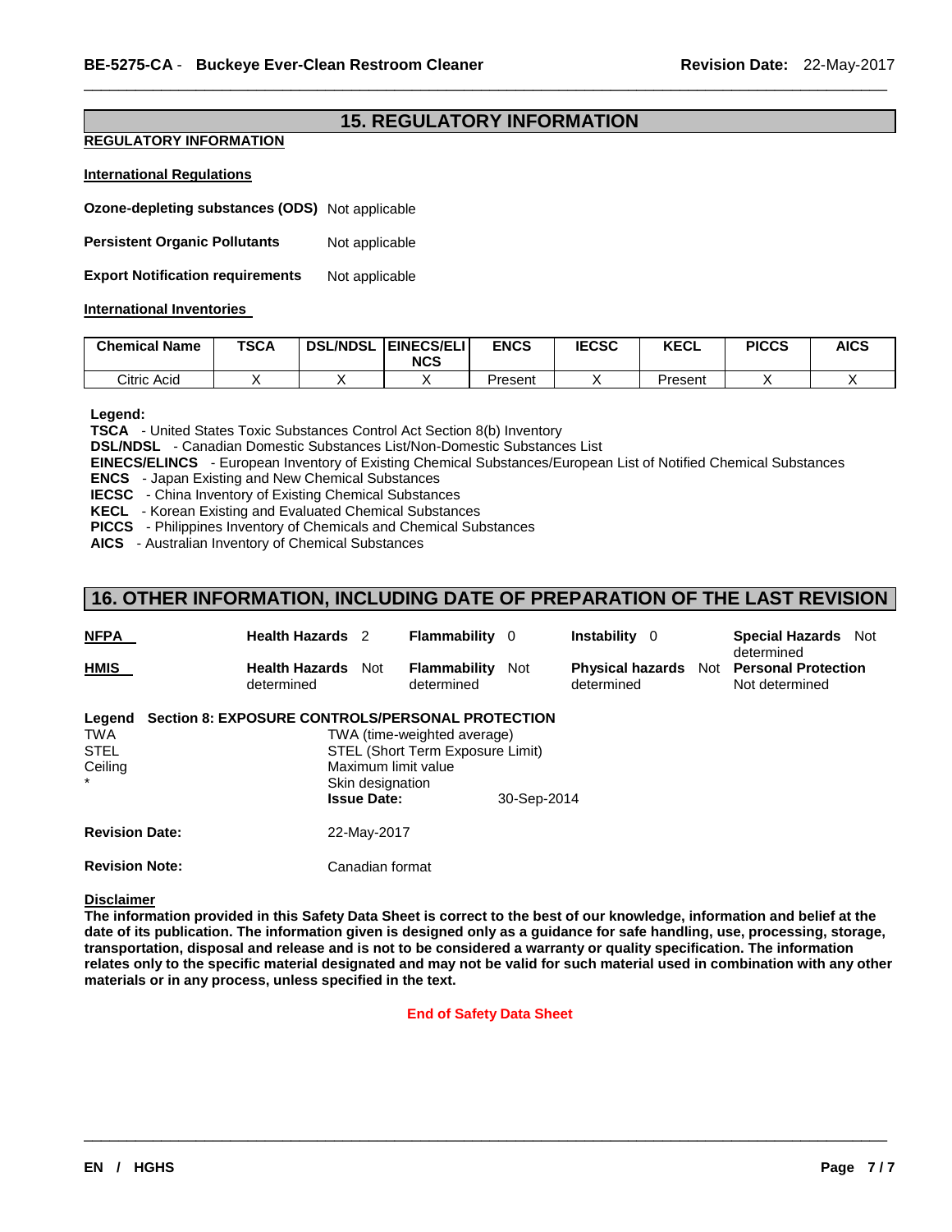## 15. REGULATORY INFORMATION

**REGULATORY INFORMATION**

**International Regulations**

**Ozone-depleting substances (ODS)** Not applicable

**Persistent Organic Pollutants** Not applicable

**Export Notification requirements** Not applicable

**International Inventories**

| Chemical Name | TSCA | DSL/NDSL | EINECS/ELINCS | ENCS | IECSC | KECL | PICCS | AICS |
|---|---|---|---|---|---|---|---|---|
| Citric Acid | X | X | X | Present | X | Present | X | X |

**Legend:**
**TSCA** - United States Toxic Substances Control Act Section 8(b) Inventory
**DSL/NDSL** - Canadian Domestic Substances List/Non-Domestic Substances List
**EINECS/ELINCS** - European Inventory of Existing Chemical Substances/European List of Notified Chemical Substances
**ENCS** - Japan Existing and New Chemical Substances
**IECSC** - China Inventory of Existing Chemical Substances
**KECL** - Korean Existing and Evaluated Chemical Substances
**PICCS** - Philippines Inventory of Chemicals and Chemical Substances
**AICS** - Australian Inventory of Chemical Substances

## 16. OTHER INFORMATION, INCLUDING DATE OF PREPARATION OF THE LAST REVISION

| | | | | |
|---|---|---|---|---|
| **NFPA** | **Health Hazards** 2 | **Flammability** 0 | **Instability** 0 | **Special Hazards** Not determined |
| **HMIS** | **Health Hazards** Not determined | **Flammability** Not determined | **Physical hazards** Not determined | **Personal Protection** Not determined |

**Legend Section 8: EXPOSURE CONTROLS/PERSONAL PROTECTION**

TWA — TWA (time-weighted average)
STEL — STEL (Short Term Exposure Limit)
Ceiling — Maximum limit value
* — Skin designation

**Issue Date:** 30-Sep-2014

**Revision Date:** 22-May-2017

**Revision Note:** Canadian format

**Disclaimer**

**The information provided in this Safety Data Sheet is correct to the best of our knowledge, information and belief at the date of its publication. The information given is designed only as a guidance for safe handling, use, processing, storage, transportation, disposal and release and is not to be considered a warranty or quality specification. The information relates only to the specific material designated and may not be valid for such material used in combination with any other materials or in any process, unless specified in the text.**

**End of Safety Data Sheet**